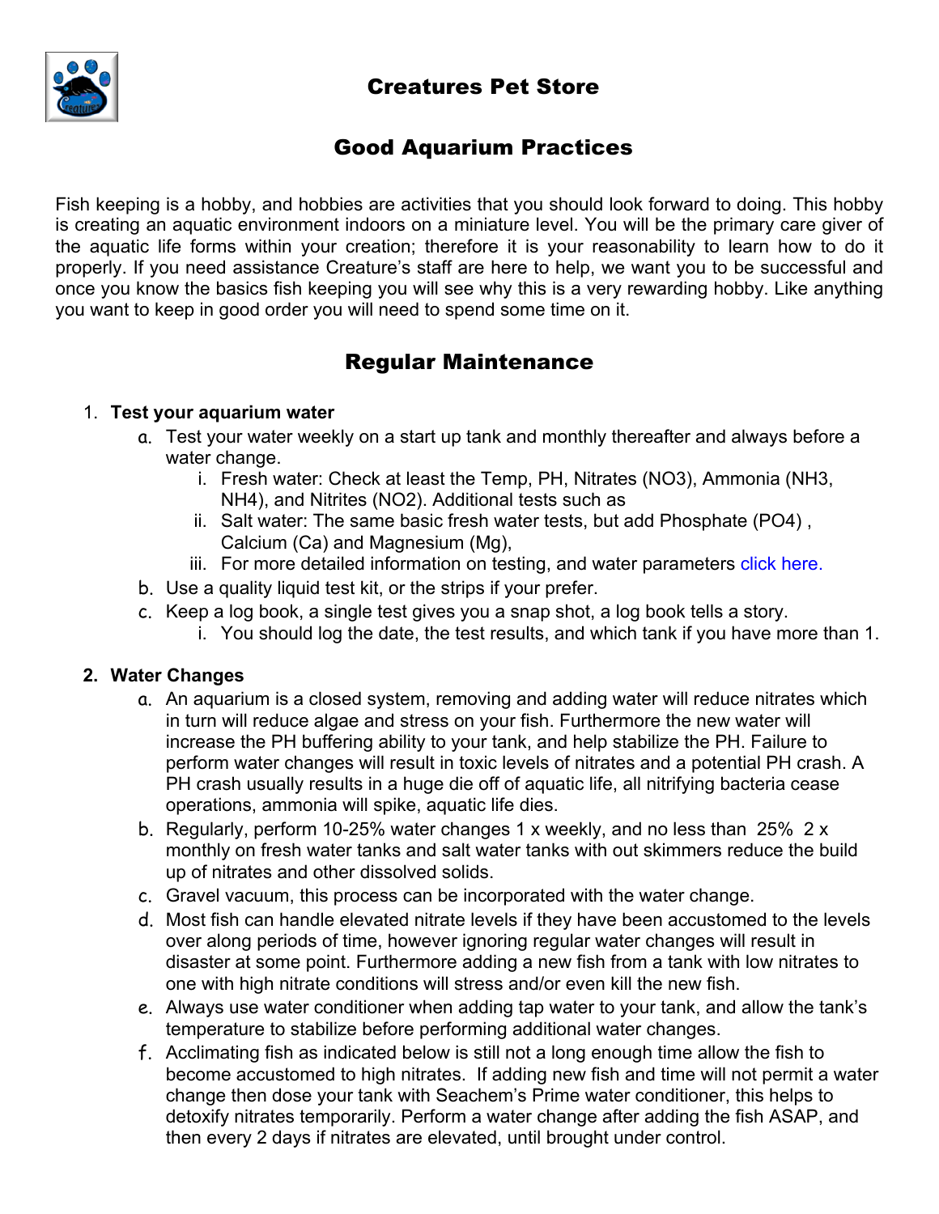# Creatures Pet Store

## Good Aquarium Practices

Fish keeping is a hobby, and hobbies are activities that you should look forward to doing. This hobby is creating an aquatic environment indoors on a miniature level. You will be the primary care giver of the aquatic life forms within your creation; therefore it is your reasonability to learn how to do it properly. If you need assistance Creature's staff are here to help, we want you to be successful and once you know the basics fish keeping you will see why this is a very rewarding hobby. Like anything you want to keep in good order you will need to spend some time on it.

## Regular Maintenance

1. **Test your aquarium water**
    a. Test your water weekly on a start up tank and monthly thereafter and always before a water change.
        i. Fresh water: Check at least the Temp, PH, Nitrates ($NO_3$), Ammonia ($NH_3$, $NH_4$), and Nitrites ($NO_2$). Additional tests such as
        ii. Salt water: The same basic fresh water tests, but add Phosphate ($PO_4$) , Calcium (Ca) and Magnesium (Mg),
        iii. For more detailed information on testing, and water parameters click here.
    b. Use a quality liquid test kit, or the strips if your prefer.
    c. Keep a log book, a single test gives you a snap shot, a log book tells a story.
        i. You should log the date, the test results, and which tank if you have more than 1.

2. **Water Changes**
    a. An aquarium is a closed system, removing and adding water will reduce nitrates which in turn will reduce algae and stress on your fish. Furthermore the new water will increase the PH buffering ability to your tank, and help stabilize the PH. Failure to perform water changes will result in toxic levels of nitrates and a potential PH crash. A PH crash usually results in a huge die off of aquatic life, all nitrifying bacteria cease operations, ammonia will spike, aquatic life dies.
    b. Regularly, perform 10-25% water changes 1 x weekly, and no less than 25% 2 x monthly on fresh water tanks and salt water tanks with out skimmers reduce the build up of nitrates and other dissolved solids.
    c. Gravel vacuum, this process can be incorporated with the water change.
    d. Most fish can handle elevated nitrate levels if they have been accustomed to the levels over along periods of time, however ignoring regular water changes will result in disaster at some point. Furthermore adding a new fish from a tank with low nitrates to one with high nitrate conditions will stress and/or even kill the new fish.
    e. Always use water conditioner when adding tap water to your tank, and allow the tank's temperature to stabilize before performing additional water changes.
    f. Acclimating fish as indicated below is still not a long enough time allow the fish to become accustomed to high nitrates. If adding new fish and time will not permit a water change then dose your tank with Seachem's Prime water conditioner, this helps to detoxify nitrates temporarily. Perform a water change after adding the fish ASAP, and then every 2 days if nitrates are elevated, until brought under control.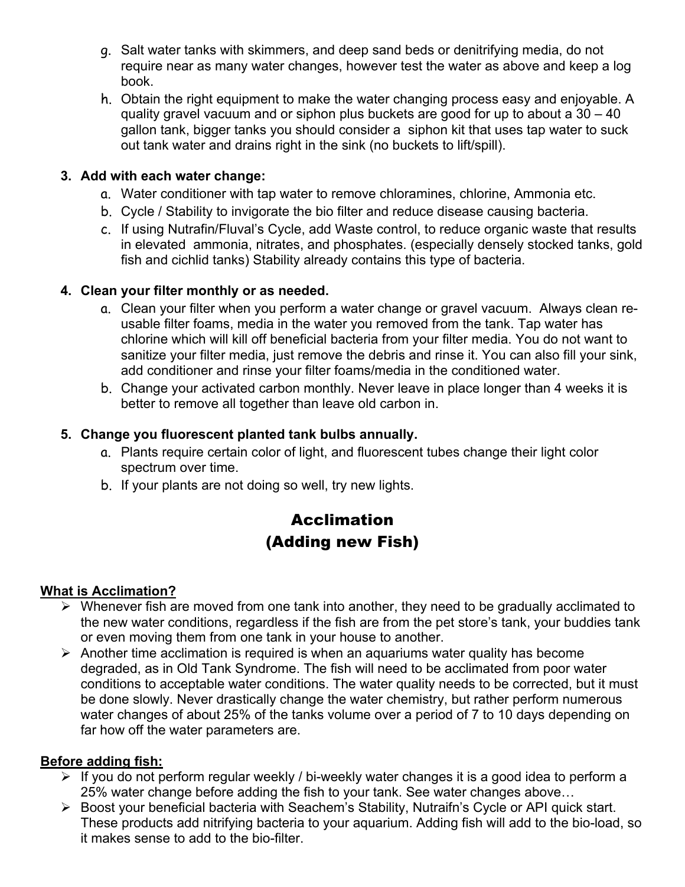g. Salt water tanks with skimmers, and deep sand beds or denitrifying media, do not require near as many water changes, however test the water as above and keep a log book.

h. Obtain the right equipment to make the water changing process easy and enjoyable. A quality gravel vacuum and or siphon plus buckets are good for up to about a 30 – 40 gallon tank, bigger tanks you should consider a siphon kit that uses tap water to suck out tank water and drains right in the sink (no buckets to lift/spill).

3. **Add with each water change:**
   a. Water conditioner with tap water to remove chloramines, chlorine, Ammonia etc.
   b. Cycle / Stability to invigorate the bio filter and reduce disease causing bacteria.
   c. If using Nutrafin/Fluval's Cycle, add Waste control, to reduce organic waste that results in elevated ammonia, nitrates, and phosphates. (especially densely stocked tanks, gold fish and cichlid tanks) Stability already contains this type of bacteria.

4. **Clean your filter monthly or as needed.**
   a. Clean your filter when you perform a water change or gravel vacuum. Always clean re-usable filter foams, media in the water you removed from the tank. Tap water has chlorine which will kill off beneficial bacteria from your filter media. You do not want to sanitize your filter media, just remove the debris and rinse it. You can also fill your sink, add conditioner and rinse your filter foams/media in the conditioned water.
   b. Change your activated carbon monthly. Never leave in place longer than 4 weeks it is better to remove all together than leave old carbon in.

5. **Change you fluorescent planted tank bulbs annually.**
   a. Plants require certain color of light, and fluorescent tubes change their light color spectrum over time.
   b. If your plants are not doing so well, try new lights.

## Acclimation
## (Adding new Fish)

**<u>What is Acclimation?</u>**

- Whenever fish are moved from one tank into another, they need to be gradually acclimated to the new water conditions, regardless if the fish are from the pet store's tank, your buddies tank or even moving them from one tank in your house to another.
- Another time acclimation is required is when an aquariums water quality has become degraded, as in Old Tank Syndrome. The fish will need to be acclimated from poor water conditions to acceptable water conditions. The water quality needs to be corrected, but it must be done slowly. Never drastically change the water chemistry, but rather perform numerous water changes of about 25% of the tanks volume over a period of 7 to 10 days depending on far how off the water parameters are.

**<u>Before adding fish:</u>**

- If you do not perform regular weekly / bi-weekly water changes it is a good idea to perform a 25% water change before adding the fish to your tank. See water changes above…
- Boost your beneficial bacteria with Seachem's Stability, Nutraifn's Cycle or API quick start. These products add nitrifying bacteria to your aquarium. Adding fish will add to the bio-load, so it makes sense to add to the bio-filter.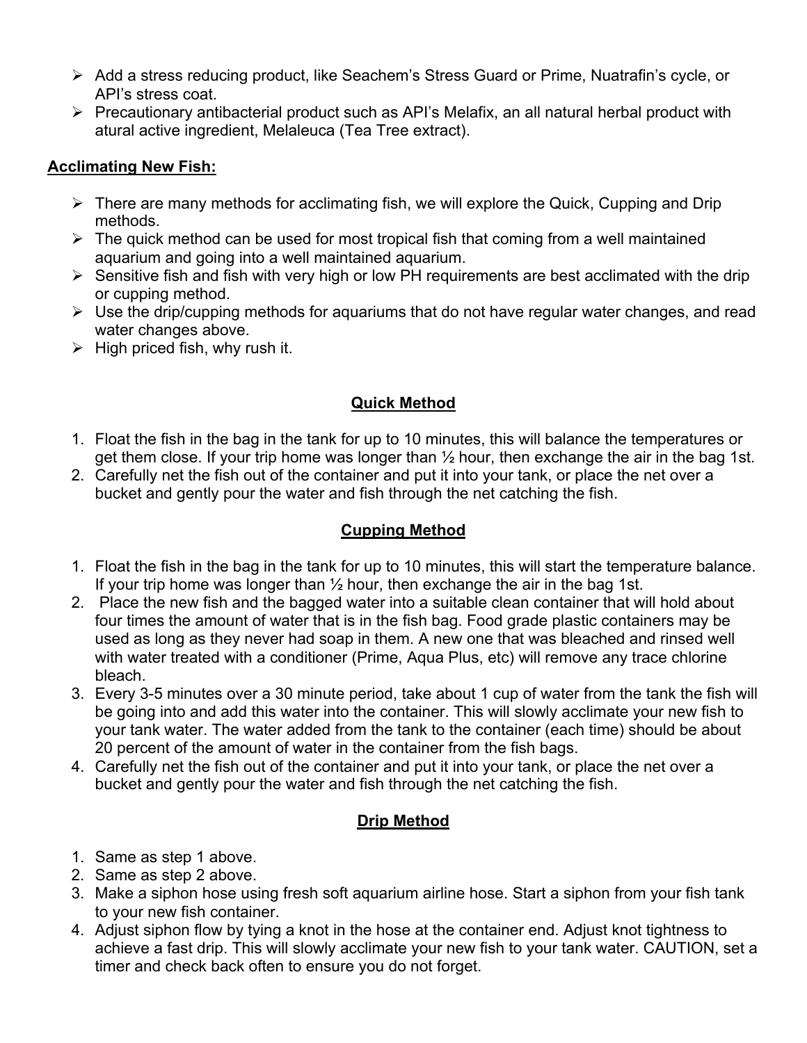- Add a stress reducing product, like Seachem's Stress Guard or Prime, Nuatrafin's cycle, or API's stress coat.
- Precautionary antibacterial product such as API's Melafix, an all natural herbal product with atural active ingredient, Melaleuca (Tea Tree extract).

**Acclimating New Fish:**

- There are many methods for acclimating fish, we will explore the Quick, Cupping and Drip methods.
- The quick method can be used for most tropical fish that coming from a well maintained aquarium and going into a well maintained aquarium.
- Sensitive fish and fish with very high or low PH requirements are best acclimated with the drip or cupping method.
- Use the drip/cupping methods for aquariums that do not have regular water changes, and read water changes above.
- High priced fish, why rush it.

## Quick Method

1. Float the fish in the bag in the tank for up to 10 minutes, this will balance the temperatures or get them close. If your trip home was longer than ½ hour, then exchange the air in the bag 1st.
2. Carefully net the fish out of the container and put it into your tank, or place the net over a bucket and gently pour the water and fish through the net catching the fish.

## Cupping Method

1. Float the fish in the bag in the tank for up to 10 minutes, this will start the temperature balance. If your trip home was longer than ½ hour, then exchange the air in the bag 1st.
2. Place the new fish and the bagged water into a suitable clean container that will hold about four times the amount of water that is in the fish bag. Food grade plastic containers may be used as long as they never had soap in them. A new one that was bleached and rinsed well with water treated with a conditioner (Prime, Aqua Plus, etc) will remove any trace chlorine bleach.
3. Every 3-5 minutes over a 30 minute period, take about 1 cup of water from the tank the fish will be going into and add this water into the container. This will slowly acclimate your new fish to your tank water. The water added from the tank to the container (each time) should be about 20 percent of the amount of water in the container from the fish bags.
4. Carefully net the fish out of the container and put it into your tank, or place the net over a bucket and gently pour the water and fish through the net catching the fish.

## Drip Method

1. Same as step 1 above.
2. Same as step 2 above.
3. Make a siphon hose using fresh soft aquarium airline hose. Start a siphon from your fish tank to your new fish container.
4. Adjust siphon flow by tying a knot in the hose at the container end. Adjust knot tightness to achieve a fast drip. This will slowly acclimate your new fish to your tank water. CAUTION, set a timer and check back often to ensure you do not forget.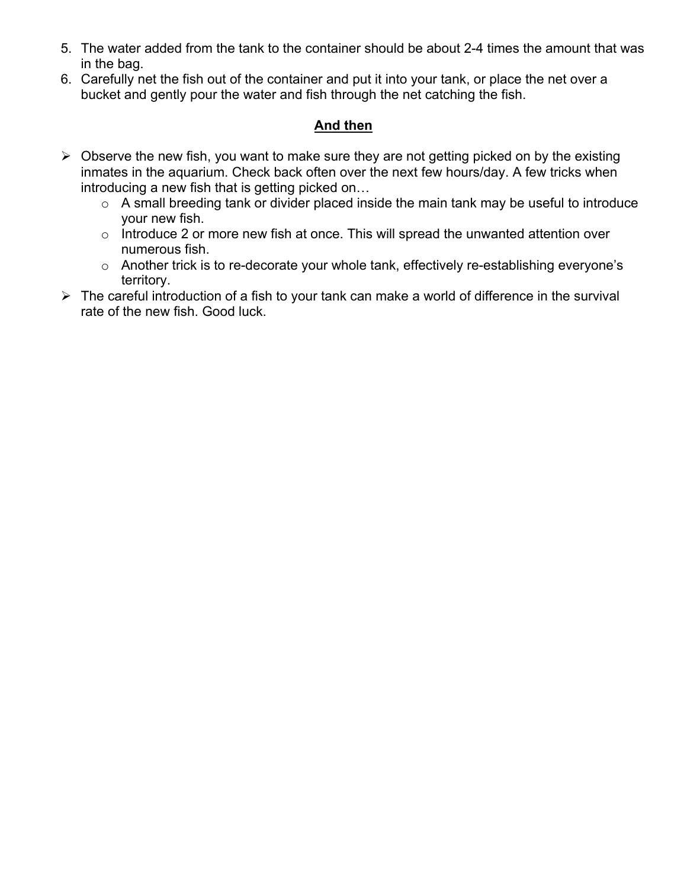5. The water added from the tank to the container should be about 2-4 times the amount that was in the bag.
6. Carefully net the fish out of the container and put it into your tank, or place the net over a bucket and gently pour the water and fish through the net catching the fish.

## **And then**

- Observe the new fish, you want to make sure they are not getting picked on by the existing inmates in the aquarium. Check back often over the next few hours/day. A few tricks when introducing a new fish that is getting picked on…
  - A small breeding tank or divider placed inside the main tank may be useful to introduce your new fish.
  - Introduce 2 or more new fish at once. This will spread the unwanted attention over numerous fish.
  - Another trick is to re-decorate your whole tank, effectively re-establishing everyone's territory.
- The careful introduction of a fish to your tank can make a world of difference in the survival rate of the new fish. Good luck.